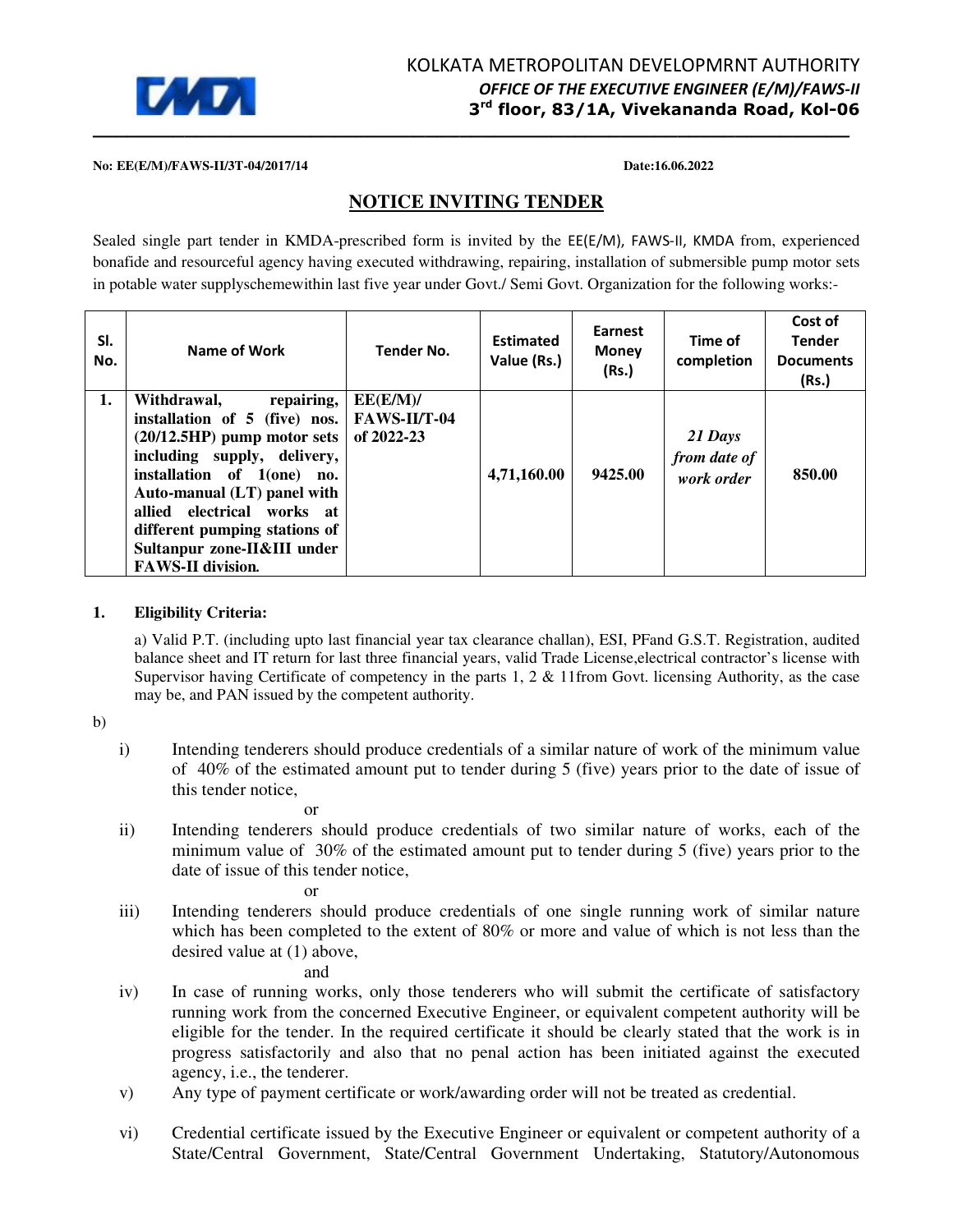KOLKATA METROPOLITAN DEVELOPMRNT AUTHORITY

*OFFICE OF THE EXECUTIVE ENGINEER (E/M)/FAWS-II*

**3rd floor, 83/1A, Vivekananda Road, Kol-06**

**No: EE(E/M)/FAWS-II/3T-04/2017/14** **Date:16.06.2022**

# NOTICE INVITING TENDER

Sealed single part tender in KMDA-prescribed form is invited by the EE(E/M), FAWS-II, KMDA from, experienced bonafide and resourceful agency having executed withdrawing, repairing, installation of submersible pump motor sets in potable water supplyschemewithin last five year under Govt./ Semi Govt. Organization for the following works:-

| Sl. No. | Name of Work | Tender No. | Estimated Value (Rs.) | Earnest Money (Rs.) | Time of completion | Cost of Tender Documents (Rs.) |
|---|---|---|---|---|---|---|
| **1.** | **Withdrawal, repairing, installation of 5 (five) nos. (20/12.5HP) pump motor sets including supply, delivery, installation of 1(one) no. Auto-manual (LT) panel with allied electrical works at different pumping stations of Sultanpur zone-II&III under FAWS-II division.** | **EE(E/M)/ FAWS-II/T-04 of 2022-23** | **4,71,160.00** | **9425.00** | ***21 Days from date of work order*** | **850.00** |

**1. Eligibility Criteria:**

a) Valid P.T. (including upto last financial year tax clearance challan), ESI, PFand G.S.T. Registration, audited balance sheet and IT return for last three financial years, valid Trade License,electrical contractor's license with Supervisor having Certificate of competency in the parts 1, 2 & 11from Govt. licensing Authority, as the case may be, and PAN issued by the competent authority.

b)

i) Intending tenderers should produce credentials of a similar nature of work of the minimum value of 40% of the estimated amount put to tender during 5 (five) years prior to the date of issue of this tender notice,

or

ii) Intending tenderers should produce credentials of two similar nature of works, each of the minimum value of 30% of the estimated amount put to tender during 5 (five) years prior to the date of issue of this tender notice,

or

iii) Intending tenderers should produce credentials of one single running work of similar nature which has been completed to the extent of 80% or more and value of which is not less than the desired value at (1) above,

and

iv) In case of running works, only those tenderers who will submit the certificate of satisfactory running work from the concerned Executive Engineer, or equivalent competent authority will be eligible for the tender. In the required certificate it should be clearly stated that the work is in progress satisfactorily and also that no penal action has been initiated against the executed agency, i.e., the tenderer.

v) Any type of payment certificate or work/awarding order will not be treated as credential.

vi) Credential certificate issued by the Executive Engineer or equivalent or competent authority of a State/Central Government, State/Central Government Undertaking, Statutory/Autonomous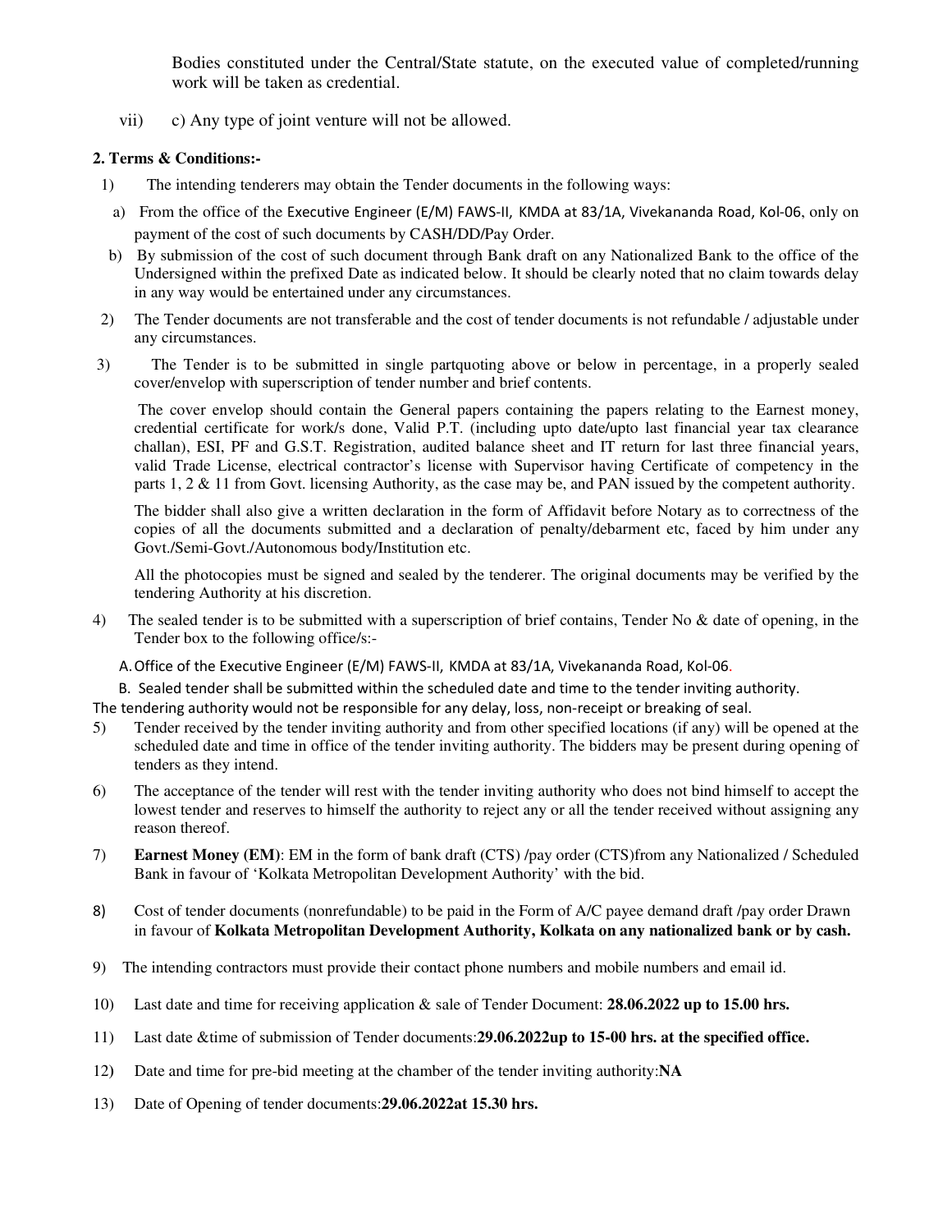Bodies constituted under the Central/State statute, on the executed value of completed/running work will be taken as credential.

vii) c) Any type of joint venture will not be allowed.

**2. Terms & Conditions:-**

1) The intending tenderers may obtain the Tender documents in the following ways:

   a) From the office of the Executive Engineer (E/M) FAWS-II, KMDA at 83/1A, Vivekananda Road, Kol-06, only on payment of the cost of such documents by CASH/DD/Pay Order.

   b) By submission of the cost of such document through Bank draft on any Nationalized Bank to the office of the Undersigned within the prefixed Date as indicated below. It should be clearly noted that no claim towards delay in any way would be entertained under any circumstances.

2) The Tender documents are not transferable and the cost of tender documents is not refundable / adjustable under any circumstances.

3) The Tender is to be submitted in single partquoting above or below in percentage, in a properly sealed cover/envelop with superscription of tender number and brief contents.

   The cover envelop should contain the General papers containing the papers relating to the Earnest money, credential certificate for work/s done, Valid P.T. (including upto date/upto last financial year tax clearance challan), ESI, PF and G.S.T. Registration, audited balance sheet and IT return for last three financial years, valid Trade License, electrical contractor's license with Supervisor having Certificate of competency in the parts 1, 2 & 11 from Govt. licensing Authority, as the case may be, and PAN issued by the competent authority.

   The bidder shall also give a written declaration in the form of Affidavit before Notary as to correctness of the copies of all the documents submitted and a declaration of penalty/debarment etc, faced by him under any Govt./Semi-Govt./Autonomous body/Institution etc.

   All the photocopies must be signed and sealed by the tenderer. The original documents may be verified by the tendering Authority at his discretion.

4) The sealed tender is to be submitted with a superscription of brief contains, Tender No & date of opening, in the Tender box to the following office/s:-

   A. Office of the Executive Engineer (E/M) FAWS-II, KMDA at 83/1A, Vivekananda Road, Kol-06.

   B. Sealed tender shall be submitted within the scheduled date and time to the tender inviting authority.

The tendering authority would not be responsible for any delay, loss, non-receipt or breaking of seal.

5) Tender received by the tender inviting authority and from other specified locations (if any) will be opened at the scheduled date and time in office of the tender inviting authority. The bidders may be present during opening of tenders as they intend.

6) The acceptance of the tender will rest with the tender inviting authority who does not bind himself to accept the lowest tender and reserves to himself the authority to reject any or all the tender received without assigning any reason thereof.

7) **Earnest Money (EM)**: EM in the form of bank draft (CTS) /pay order (CTS)from any Nationalized / Scheduled Bank in favour of 'Kolkata Metropolitan Development Authority' with the bid.

8) Cost of tender documents (nonrefundable) to be paid in the Form of A/C payee demand draft /pay order Drawn in favour of **Kolkata Metropolitan Development Authority, Kolkata on any nationalized bank or by cash.**

9) The intending contractors must provide their contact phone numbers and mobile numbers and email id.

10) Last date and time for receiving application & sale of Tender Document: **28.06.2022 up to 15.00 hrs.**

11) Last date &time of submission of Tender documents:**29.06.2022up to 15-00 hrs. at the specified office.**

12) Date and time for pre-bid meeting at the chamber of the tender inviting authority:**NA**

13) Date of Opening of tender documents:**29.06.2022at 15.30 hrs.**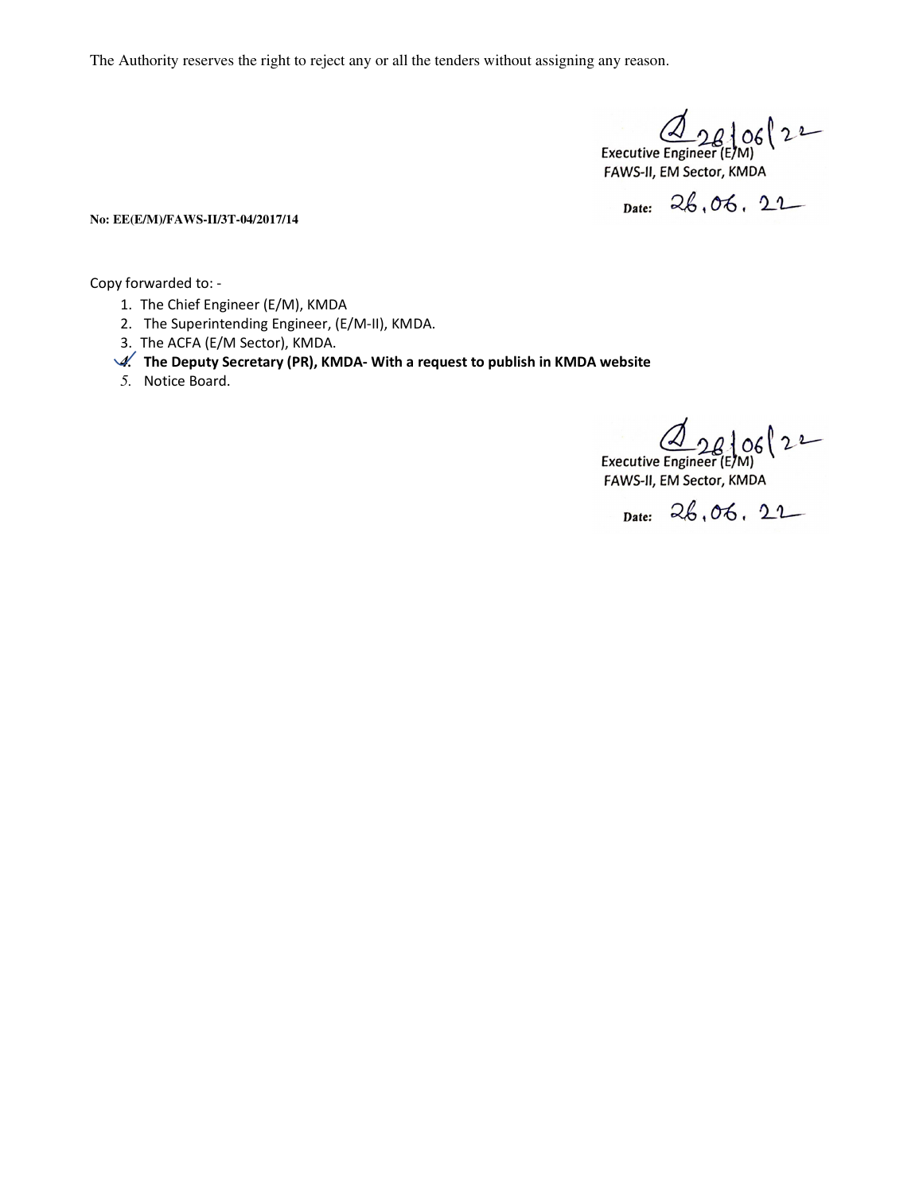The Authority reserves the right to reject any or all the tenders without assigning any reason.

Executive Engineer (E/M)
FAWS-II, EM Sector, KMDA

Date: 26.06.22

**No: EE(E/M)/FAWS-II/3T-04/2017/14**

Copy forwarded to: -

1. The Chief Engineer (E/M), KMDA
2. The Superintending Engineer, (E/M-II), KMDA.
3. The ACFA (E/M Sector), KMDA.
4. **The Deputy Secretary (PR), KMDA- With a request to publish in KMDA website**
5. Notice Board.

Executive Engineer (E/M)
FAWS-II, EM Sector, KMDA

Date: 26.06.22